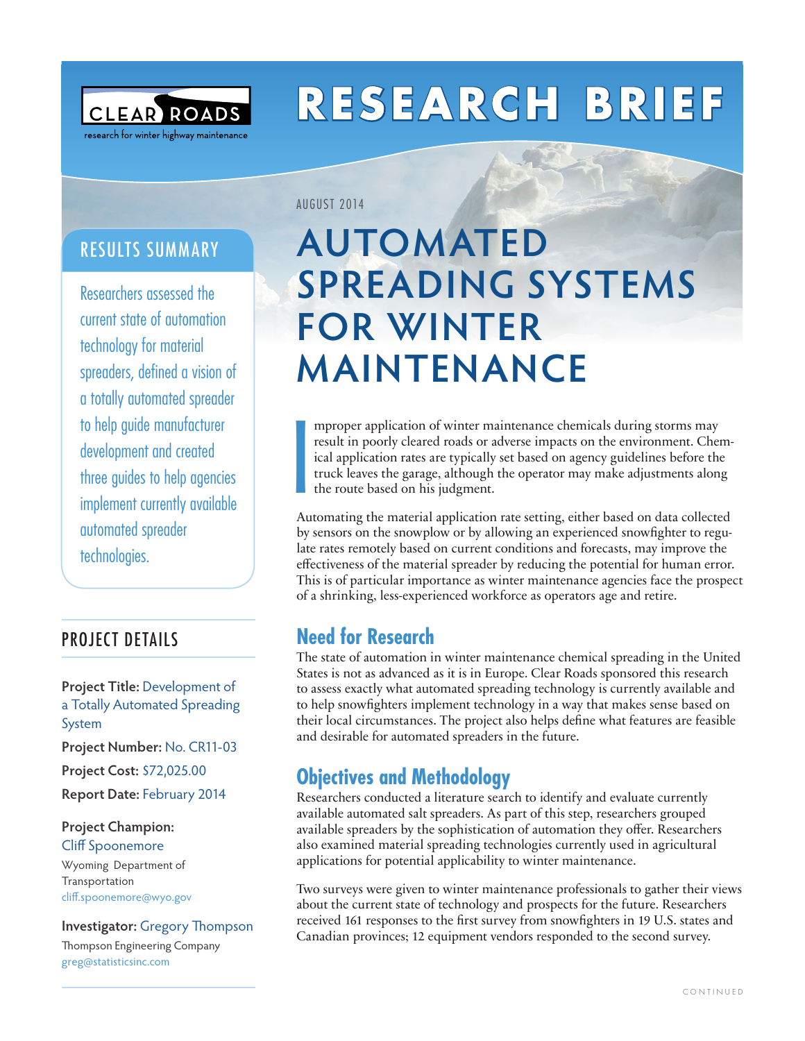CLEAR ROADS
research for winter highway maintenance

# RESEARCH BRIEF

AUGUST 2014

# AUTOMATED SPREADING SYSTEMS FOR WINTER MAINTENANCE

## RESULTS SUMMARY

Researchers assessed the current state of automation technology for material spreaders, defined a vision of a totally automated spreader to help guide manufacturer development and created three guides to help agencies implement currently available automated spreader technologies.

## PROJECT DETAILS

**Project Title:** Development of a Totally Automated Spreading System

**Project Number:** No. CR11-03

**Project Cost:** $72,025.00

**Report Date:** February 2014

**Project Champion:**
Cliff Spoonemore
Wyoming Department of Transportation
cliff.spoonemore@wyo.gov

**Investigator:** Gregory Thompson
Thompson Engineering Company
greg@statisticsinc.com

Improper application of winter maintenance chemicals during storms may result in poorly cleared roads or adverse impacts on the environment. Chemical application rates are typically set based on agency guidelines before the truck leaves the garage, although the operator may make adjustments along the route based on his judgment.

Automating the material application rate setting, either based on data collected by sensors on the snowplow or by allowing an experienced snowfighter to regulate rates remotely based on current conditions and forecasts, may improve the effectiveness of the material spreader by reducing the potential for human error. This is of particular importance as winter maintenance agencies face the prospect of a shrinking, less-experienced workforce as operators age and retire.

## Need for Research

The state of automation in winter maintenance chemical spreading in the United States is not as advanced as it is in Europe. Clear Roads sponsored this research to assess exactly what automated spreading technology is currently available and to help snowfighters implement technology in a way that makes sense based on their local circumstances. The project also helps define what features are feasible and desirable for automated spreaders in the future.

## Objectives and Methodology

Researchers conducted a literature search to identify and evaluate currently available automated salt spreaders. As part of this step, researchers grouped available spreaders by the sophistication of automation they offer. Researchers also examined material spreading technologies currently used in agricultural applications for potential applicability to winter maintenance.

Two surveys were given to winter maintenance professionals to gather their views about the current state of technology and prospects for the future. Researchers received 161 responses to the first survey from snowfighters in 19 U.S. states and Canadian provinces; 12 equipment vendors responded to the second survey.

CONTINUED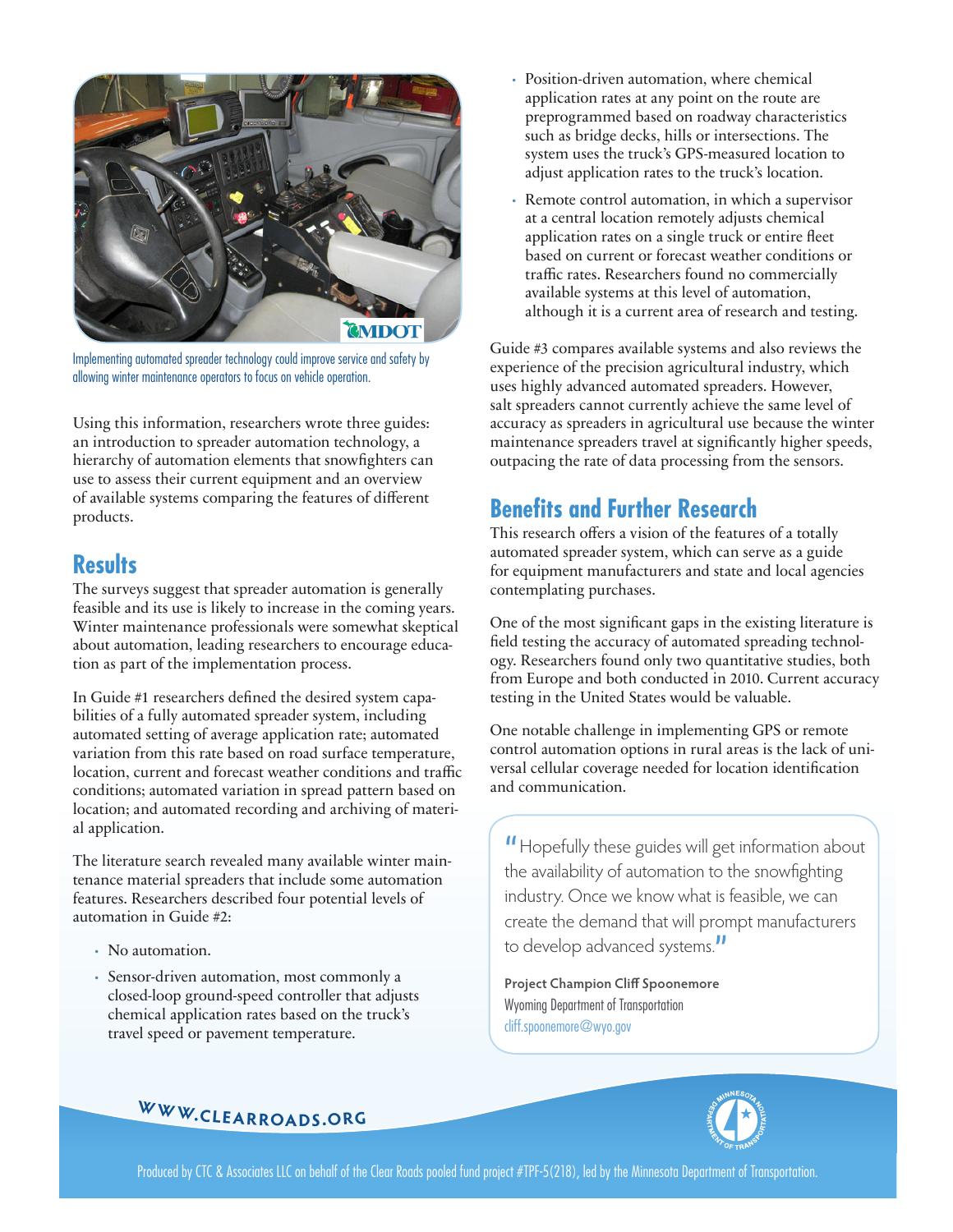Implementing automated spreader technology could improve service and safety by allowing winter maintenance operators to focus on vehicle operation.

Using this information, researchers wrote three guides: an introduction to spreader automation technology, a hierarchy of automation elements that snowfighters can use to assess their current equipment and an overview of available systems comparing the features of different products.

## Results

The surveys suggest that spreader automation is generally feasible and its use is likely to increase in the coming years. Winter maintenance professionals were somewhat skeptical about automation, leading researchers to encourage education as part of the implementation process.

In Guide #1 researchers defined the desired system capabilities of a fully automated spreader system, including automated setting of average application rate; automated variation from this rate based on road surface temperature, location, current and forecast weather conditions and traffic conditions; automated variation in spread pattern based on location; and automated recording and archiving of material application.

The literature search revealed many available winter maintenance material spreaders that include some automation features. Researchers described four potential levels of automation in Guide #2:

- No automation.
- Sensor-driven automation, most commonly a closed-loop ground-speed controller that adjusts chemical application rates based on the truck's travel speed or pavement temperature.
- Position-driven automation, where chemical application rates at any point on the route are preprogrammed based on roadway characteristics such as bridge decks, hills or intersections. The system uses the truck's GPS-measured location to adjust application rates to the truck's location.
- Remote control automation, in which a supervisor at a central location remotely adjusts chemical application rates on a single truck or entire fleet based on current or forecast weather conditions or traffic rates. Researchers found no commercially available systems at this level of automation, although it is a current area of research and testing.

Guide #3 compares available systems and also reviews the experience of the precision agricultural industry, which uses highly advanced automated spreaders. However, salt spreaders cannot currently achieve the same level of accuracy as spreaders in agricultural use because the winter maintenance spreaders travel at significantly higher speeds, outpacing the rate of data processing from the sensors.

## Benefits and Further Research

This research offers a vision of the features of a totally automated spreader system, which can serve as a guide for equipment manufacturers and state and local agencies contemplating purchases.

One of the most significant gaps in the existing literature is field testing the accuracy of automated spreading technology. Researchers found only two quantitative studies, both from Europe and both conducted in 2010. Current accuracy testing in the United States would be valuable.

One notable challenge in implementing GPS or remote control automation options in rural areas is the lack of universal cellular coverage needed for location identification and communication.

> "Hopefully these guides will get information about the availability of automation to the snowfighting industry. Once we know what is feasible, we can create the demand that will prompt manufacturers to develop advanced systems."
>
> **Project Champion Cliff Spoonemore**
> Wyoming Department of Transportation
> cliff.spoonemore@wyo.gov

www.clearroads.org

Produced by CTC & Associates LLC on behalf of the Clear Roads pooled fund project #TPF-5(218), led by the Minnesota Department of Transportation.